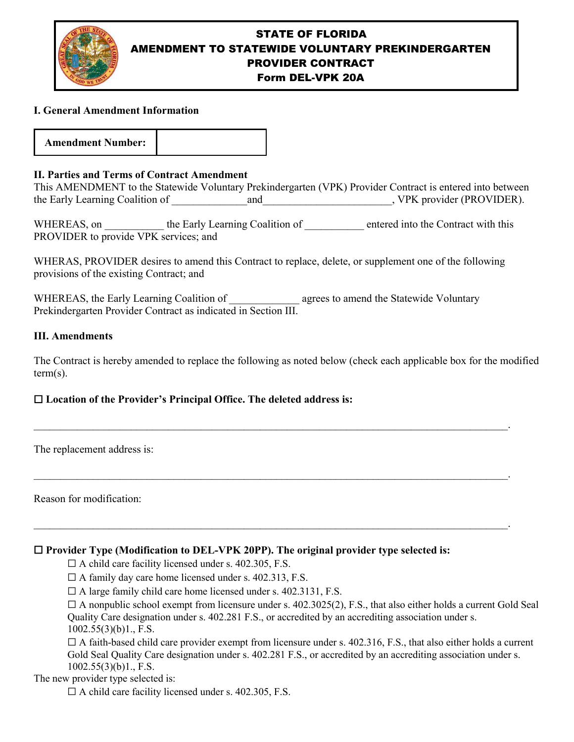# STATE OF FLORIDA
# AMENDMENT TO STATEWIDE VOLUNTARY PREKINDERGARTEN PROVIDER CONTRACT
# Form DEL-VPK 20A

**I. General Amendment Information**

| **Amendment Number:** | |
|---|---|

**II. Parties and Terms of Contract Amendment**

This AMENDMENT to the Statewide Voluntary Prekindergarten (VPK) Provider Contract is entered into between the Early Learning Coalition of ______________and________________________, VPK provider (PROVIDER).

WHEREAS, on ___________ the Early Learning Coalition of ___________ entered into the Contract with this PROVIDER to provide VPK services; and

WHERAS, PROVIDER desires to amend this Contract to replace, delete, or supplement one of the following provisions of the existing Contract; and

WHEREAS, the Early Learning Coalition of _____________ agrees to amend the Statewide Voluntary Prekindergarten Provider Contract as indicated in Section III.

**III. Amendments**

The Contract is hereby amended to replace the following as noted below (check each applicable box for the modified term(s).

**☐ Location of the Provider's Principal Office. The deleted address is:**

_____________________________________________________________________________________.

The replacement address is:

_____________________________________________________________________________________.

Reason for modification:

_____________________________________________________________________________________.

**☐ Provider Type (Modification to DEL-VPK 20PP). The original provider type selected is:**

- ☐ A child care facility licensed under s. 402.305, F.S.
- ☐ A family day care home licensed under s. 402.313, F.S.
- ☐ A large family child care home licensed under s. 402.3131, F.S.
- ☐ A nonpublic school exempt from licensure under s. 402.3025(2), F.S., that also either holds a current Gold Seal Quality Care designation under s. 402.281 F.S., or accredited by an accrediting association under s. 1002.55(3)(b)1., F.S.
- ☐ A faith-based child care provider exempt from licensure under s. 402.316, F.S., that also either holds a current Gold Seal Quality Care designation under s. 402.281 F.S., or accredited by an accrediting association under s. 1002.55(3)(b)1., F.S.

The new provider type selected is:

- ☐ A child care facility licensed under s. 402.305, F.S.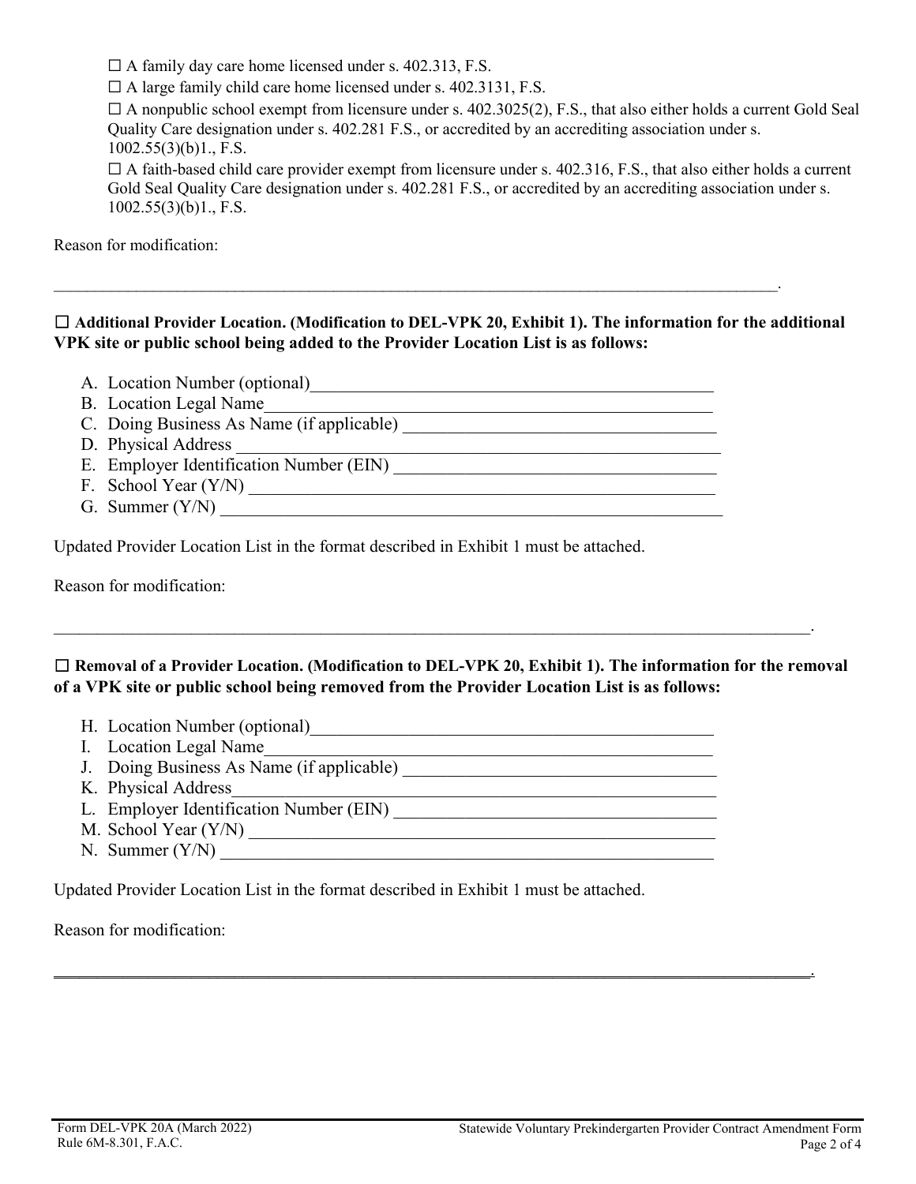☐ A family day care home licensed under s. 402.313, F.S.

☐ A large family child care home licensed under s. 402.3131, F.S.

☐ A nonpublic school exempt from licensure under s. 402.3025(2), F.S., that also either holds a current Gold Seal Quality Care designation under s. 402.281 F.S., or accredited by an accrediting association under s. 1002.55(3)(b)1., F.S.

☐ A faith-based child care provider exempt from licensure under s. 402.316, F.S., that also either holds a current Gold Seal Quality Care designation under s. 402.281 F.S., or accredited by an accrediting association under s. 1002.55(3)(b)1., F.S.

Reason for modification:

_____________________________________________________________________________________.

☐ **Additional Provider Location. (Modification to DEL-VPK 20, Exhibit 1). The information for the additional VPK site or public school being added to the Provider Location List is as follows:**

A. Location Number (optional)_____________________________________________
B. Location Legal Name__________________________________________________
C. Doing Business As Name (if applicable) __________________________________
D. Physical Address _____________________________________________________
E. Employer Identification Number (EIN) ___________________________________
F. School Year (Y/N) ____________________________________________________
G. Summer (Y/N) ________________________________________________________

Updated Provider Location List in the format described in Exhibit 1 must be attached.

Reason for modification:

_____________________________________________________________________________________.

☐ **Removal of a Provider Location. (Modification to DEL-VPK 20, Exhibit 1). The information for the removal of a VPK site or public school being removed from the Provider Location List is as follows:**

H. Location Number (optional)_____________________________________________
I. Location Legal Name__________________________________________________
J. Doing Business As Name (if applicable) __________________________________
K. Physical Address_____________________________________________________
L. Employer Identification Number (EIN) ___________________________________
M. School Year (Y/N) ____________________________________________________
N. Summer (Y/N) ________________________________________________________

Updated Provider Location List in the format described in Exhibit 1 must be attached.

Reason for modification:

_____________________________________________________________________________________.

Form DEL-VPK 20A (March 2022)
Rule 6M-8.301, F.A.C.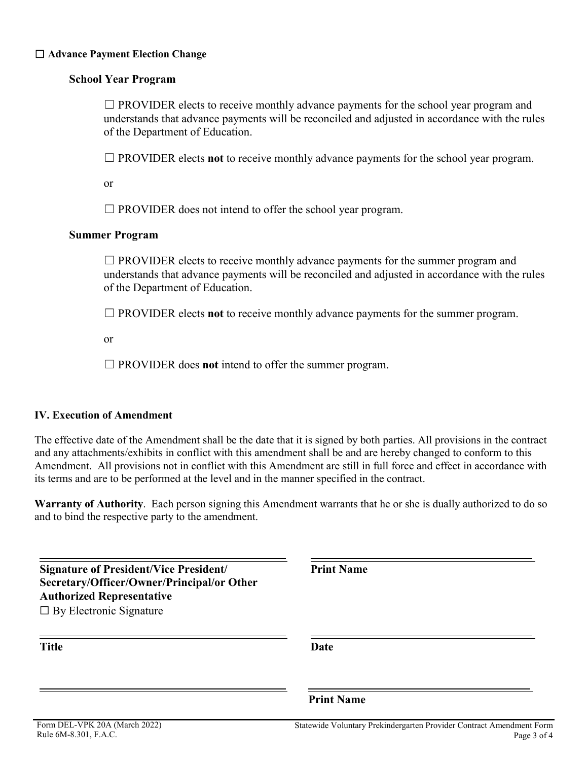☐ **Advance Payment Election Change**

**School Year Program**

☐ PROVIDER elects to receive monthly advance payments for the school year program and understands that advance payments will be reconciled and adjusted in accordance with the rules of the Department of Education.

☐ PROVIDER elects **not** to receive monthly advance payments for the school year program.

or

☐ PROVIDER does not intend to offer the school year program.

**Summer Program**

☐ PROVIDER elects to receive monthly advance payments for the summer program and understands that advance payments will be reconciled and adjusted in accordance with the rules of the Department of Education.

☐ PROVIDER elects **not** to receive monthly advance payments for the summer program.

or

☐ PROVIDER does **not** intend to offer the summer program.

**IV. Execution of Amendment**

The effective date of the Amendment shall be the date that it is signed by both parties. All provisions in the contract and any attachments/exhibits in conflict with this amendment shall be and are hereby changed to conform to this Amendment. All provisions not in conflict with this Amendment are still in full force and effect in accordance with its terms and are to be performed at the level and in the manner specified in the contract.

**Warranty of Authority**. Each person signing this Amendment warrants that he or she is dually authorized to do so and to bind the respective party to the amendment.

| | |
|---|---|
| **Signature of President/Vice President/ Secretary/Officer/Owner/Principal/or Other Authorized Representative** ☐ By Electronic Signature | **Print Name** |
| **Title** | **Date** |
| | **Print Name** |

Form DEL-VPK 20A (March 2022)
Rule 6M-8.301, F.A.C.

Statewide Voluntary Prekindergarten Provider Contract Amendment Form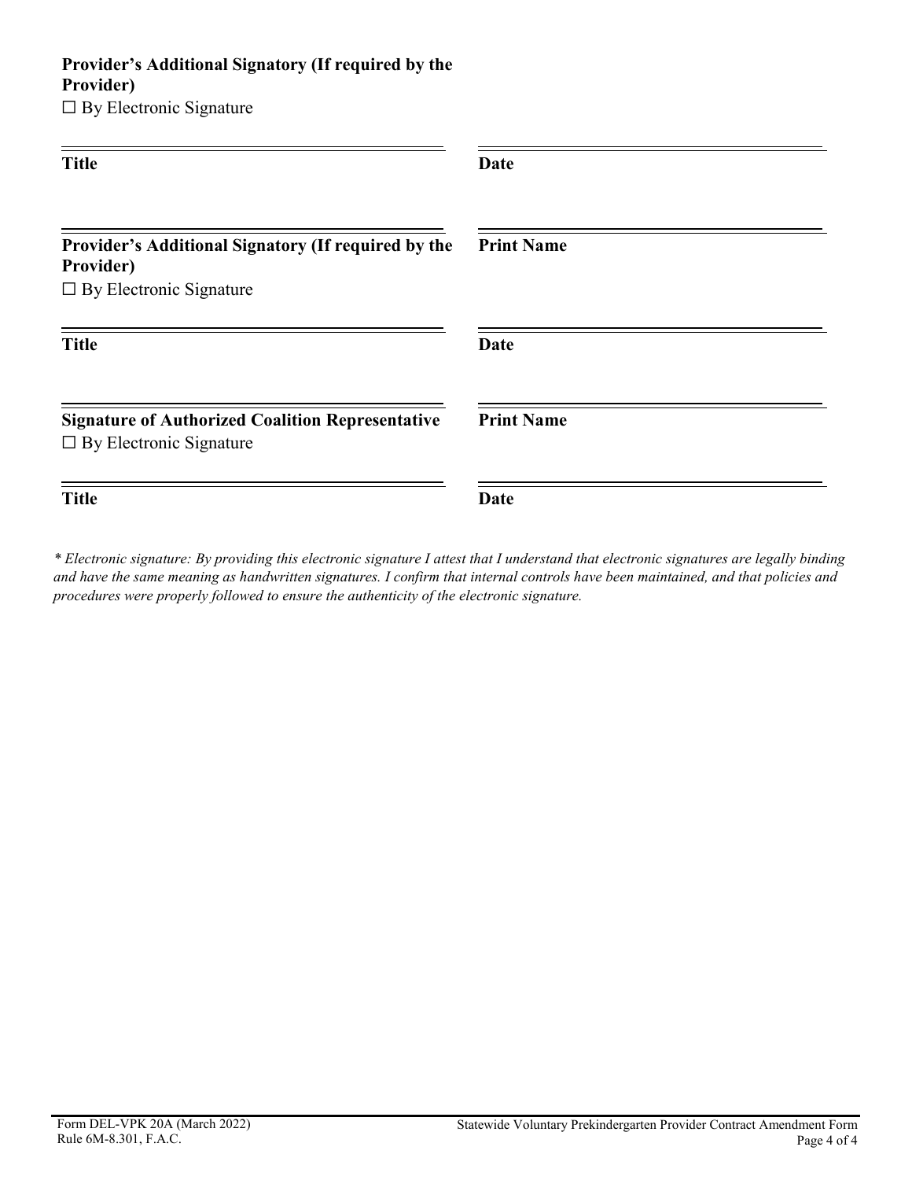**Provider's Additional Signatory (If required by the Provider)**
☐ By Electronic Signature

| | |
|---|---|
| **Title** | **Date** |
| **Provider's Additional Signatory (If required by the Provider)**<br>☐ By Electronic Signature | **Print Name** |
| **Title** | **Date** |
| **Signature of Authorized Coalition Representative**<br>☐ By Electronic Signature | **Print Name** |
| **Title** | **Date** |

*\* Electronic signature: By providing this electronic signature I attest that I understand that electronic signatures are legally binding and have the same meaning as handwritten signatures. I confirm that internal controls have been maintained, and that policies and procedures were properly followed to ensure the authenticity of the electronic signature.*

Form DEL-VPK 20A (March 2022)
Rule 6M-8.301, F.A.C.

Statewide Voluntary Prekindergarten Provider Contract Amendment Form